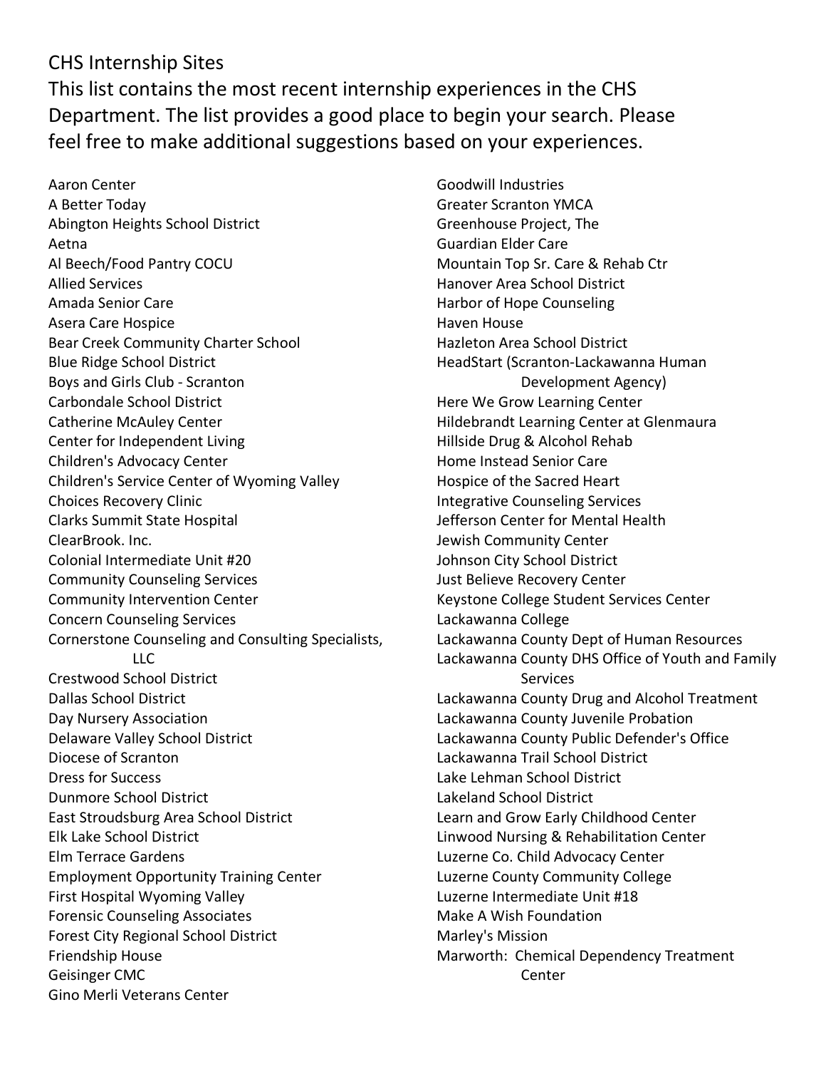# CHS Internship Sites

This list contains the most recent internship experiences in the CHS Department. The list provides a good place to begin your search. Please feel free to make additional suggestions based on your experiences.

Aaron Center
A Better Today
Abington Heights School District
Aetna
Al Beech/Food Pantry COCU
Allied Services
Amada Senior Care
Asera Care Hospice
Bear Creek Community Charter School
Blue Ridge School District
Boys and Girls Club - Scranton
Carbondale School District
Catherine McAuley Center
Center for Independent Living
Children's Advocacy Center
Children's Service Center of Wyoming Valley
Choices Recovery Clinic
Clarks Summit State Hospital
ClearBrook. Inc.
Colonial Intermediate Unit #20
Community Counseling Services
Community Intervention Center
Concern Counseling Services
Cornerstone Counseling and Consulting Specialists, LLC
Crestwood School District
Dallas School District
Day Nursery Association
Delaware Valley School District
Diocese of Scranton
Dress for Success
Dunmore School District
East Stroudsburg Area School District
Elk Lake School District
Elm Terrace Gardens
Employment Opportunity Training Center
First Hospital Wyoming Valley
Forensic Counseling Associates
Forest City Regional School District
Friendship House
Geisinger CMC
Gino Merli Veterans Center
Goodwill Industries
Greater Scranton YMCA
Greenhouse Project, The
Guardian Elder Care
Mountain Top Sr. Care & Rehab Ctr
Hanover Area School District
Harbor of Hope Counseling
Haven House
Hazleton Area School District
HeadStart (Scranton-Lackawanna Human Development Agency)
Here We Grow Learning Center
Hildebrandt Learning Center at Glenmaura
Hillside Drug & Alcohol Rehab
Home Instead Senior Care
Hospice of the Sacred Heart
Integrative Counseling Services
Jefferson Center for Mental Health
Jewish Community Center
Johnson City School District
Just Believe Recovery Center
Keystone College Student Services Center
Lackawanna College
Lackawanna County Dept of Human Resources
Lackawanna County DHS Office of Youth and Family Services
Lackawanna County Drug and Alcohol Treatment
Lackawanna County Juvenile Probation
Lackawanna County Public Defender's Office
Lackawanna Trail School District
Lake Lehman School District
Lakeland School District
Learn and Grow Early Childhood Center
Linwood Nursing & Rehabilitation Center
Luzerne Co. Child Advocacy Center
Luzerne County Community College
Luzerne Intermediate Unit #18
Make A Wish Foundation
Marley's Mission
Marworth: Chemical Dependency Treatment Center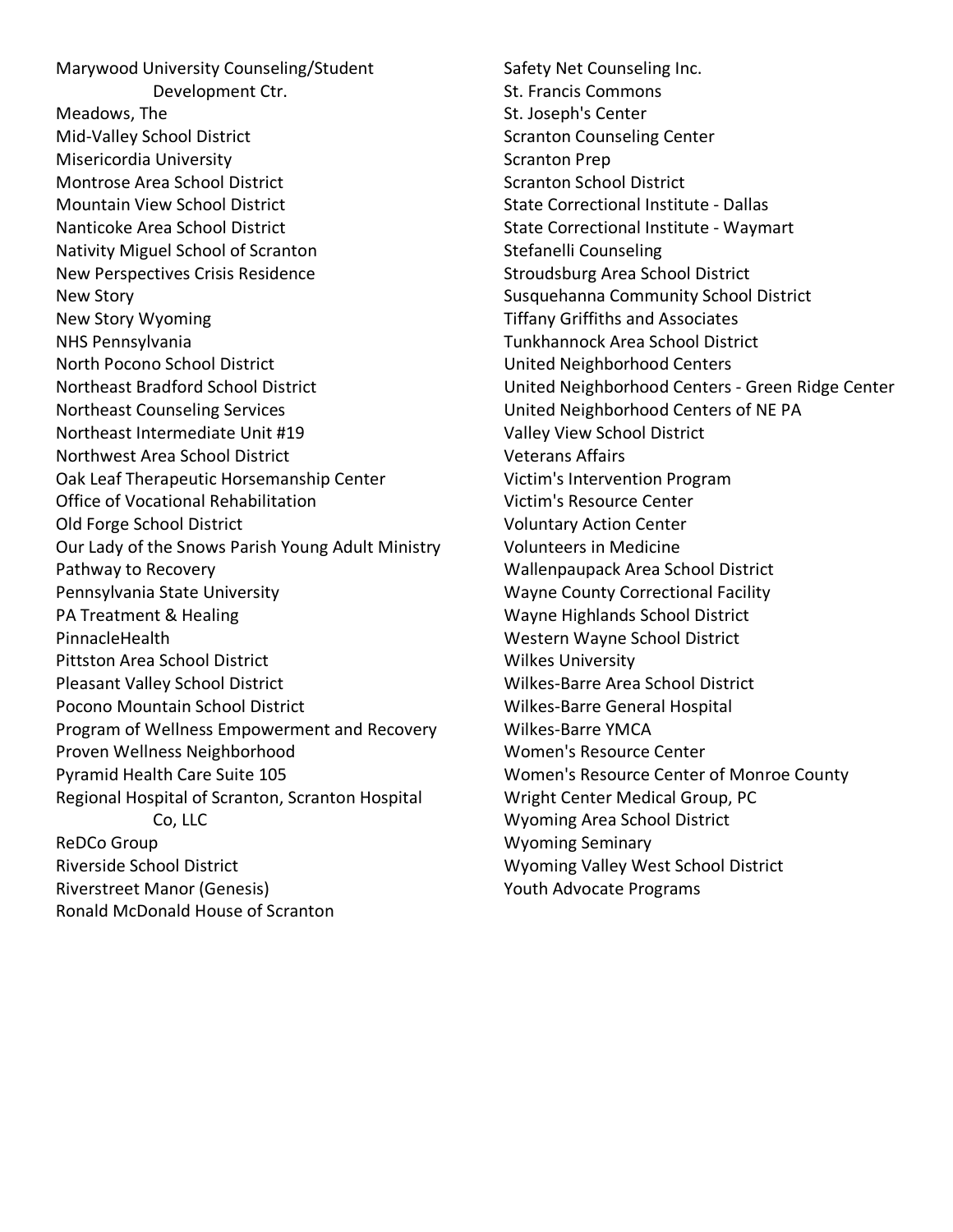Marywood University Counseling/Student Development Ctr.
Meadows, The
Mid-Valley School District
Misericordia University
Montrose Area School District
Mountain View School District
Nanticoke Area School District
Nativity Miguel School of Scranton
New Perspectives Crisis Residence
New Story
New Story Wyoming
NHS Pennsylvania
North Pocono School District
Northeast Bradford School District
Northeast Counseling Services
Northeast Intermediate Unit #19
Northwest Area School District
Oak Leaf Therapeutic Horsemanship Center
Office of Vocational Rehabilitation
Old Forge School District
Our Lady of the Snows Parish Young Adult Ministry
Pathway to Recovery
Pennsylvania State University
PA Treatment & Healing
PinnacleHealth
Pittston Area School District
Pleasant Valley School District
Pocono Mountain School District
Program of Wellness Empowerment and Recovery
Proven Wellness Neighborhood
Pyramid Health Care Suite 105
Regional Hospital of Scranton, Scranton Hospital Co, LLC
ReDCo Group
Riverside School District
Riverstreet Manor (Genesis)
Ronald McDonald House of Scranton
Safety Net Counseling Inc.
St. Francis Commons
St. Joseph's Center
Scranton Counseling Center
Scranton Prep
Scranton School District
State Correctional Institute - Dallas
State Correctional Institute - Waymart
Stefanelli Counseling
Stroudsburg Area School District
Susquehanna Community School District
Tiffany Griffiths and Associates
Tunkhannock Area School District
United Neighborhood Centers
United Neighborhood Centers - Green Ridge Center
United Neighborhood Centers of NE PA
Valley View School District
Veterans Affairs
Victim's Intervention Program
Victim's Resource Center
Voluntary Action Center
Volunteers in Medicine
Wallenpaupack Area School District
Wayne County Correctional Facility
Wayne Highlands School District
Western Wayne School District
Wilkes University
Wilkes-Barre Area School District
Wilkes-Barre General Hospital
Wilkes-Barre YMCA
Women's Resource Center
Women's Resource Center of Monroe County
Wright Center Medical Group, PC
Wyoming Area School District
Wyoming Seminary
Wyoming Valley West School District
Youth Advocate Programs